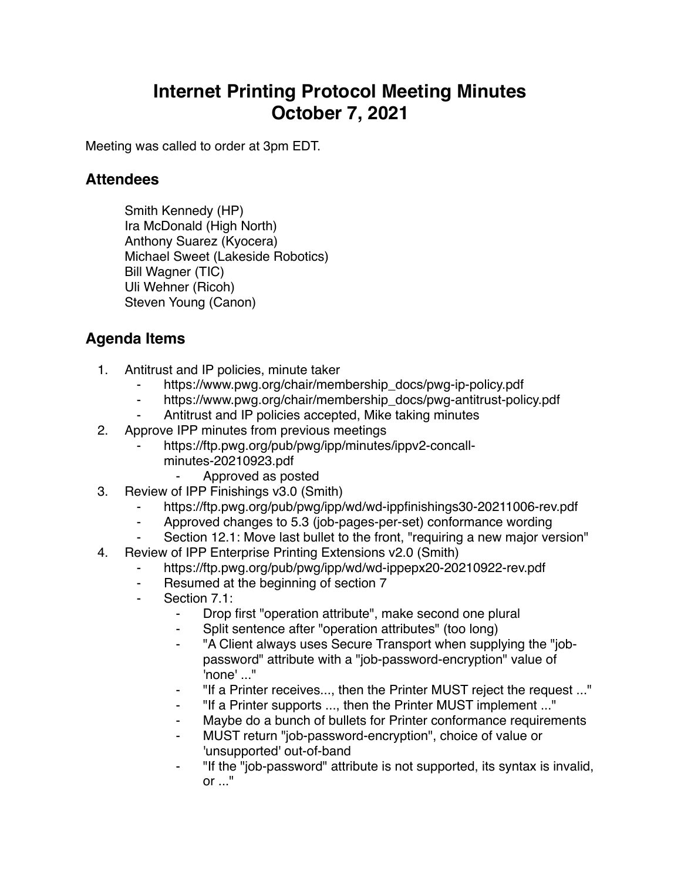# Internet Printing Protocol Meeting Minutes
# October 7, 2021

Meeting was called to order at 3pm EDT.

## Attendees

Smith Kennedy (HP)
Ira McDonald (High North)
Anthony Suarez (Kyocera)
Michael Sweet (Lakeside Robotics)
Bill Wagner (TIC)
Uli Wehner (Ricoh)
Steven Young (Canon)

## Agenda Items

1. Antitrust and IP policies, minute taker
    - https://www.pwg.org/chair/membership_docs/pwg-ip-policy.pdf
    - https://www.pwg.org/chair/membership_docs/pwg-antitrust-policy.pdf
    - Antitrust and IP policies accepted, Mike taking minutes
2. Approve IPP minutes from previous meetings
    - https://ftp.pwg.org/pub/pwg/ipp/minutes/ippv2-concall-minutes-20210923.pdf
        - Approved as posted
3. Review of IPP Finishings v3.0 (Smith)
    - https://ftp.pwg.org/pub/pwg/ipp/wd/wd-ippfinishings30-20211006-rev.pdf
    - Approved changes to 5.3 (job-pages-per-set) conformance wording
    - Section 12.1: Move last bullet to the front, "requiring a new major version"
4. Review of IPP Enterprise Printing Extensions v2.0 (Smith)
    - https://ftp.pwg.org/pub/pwg/ipp/wd/wd-ippepx20-20210922-rev.pdf
    - Resumed at the beginning of section 7
    - Section 7.1:
        - Drop first "operation attribute", make second one plural
        - Split sentence after "operation attributes" (too long)
        - "A Client always uses Secure Transport when supplying the "job-password" attribute with a "job-password-encryption" value of 'none' ..."
        - "If a Printer receives..., then the Printer MUST reject the request ..."
        - "If a Printer supports ..., then the Printer MUST implement ..."
        - Maybe do a bunch of bullets for Printer conformance requirements
        - MUST return "job-password-encryption", choice of value or 'unsupported' out-of-band
        - "If the "job-password" attribute is not supported, its syntax is invalid, or ..."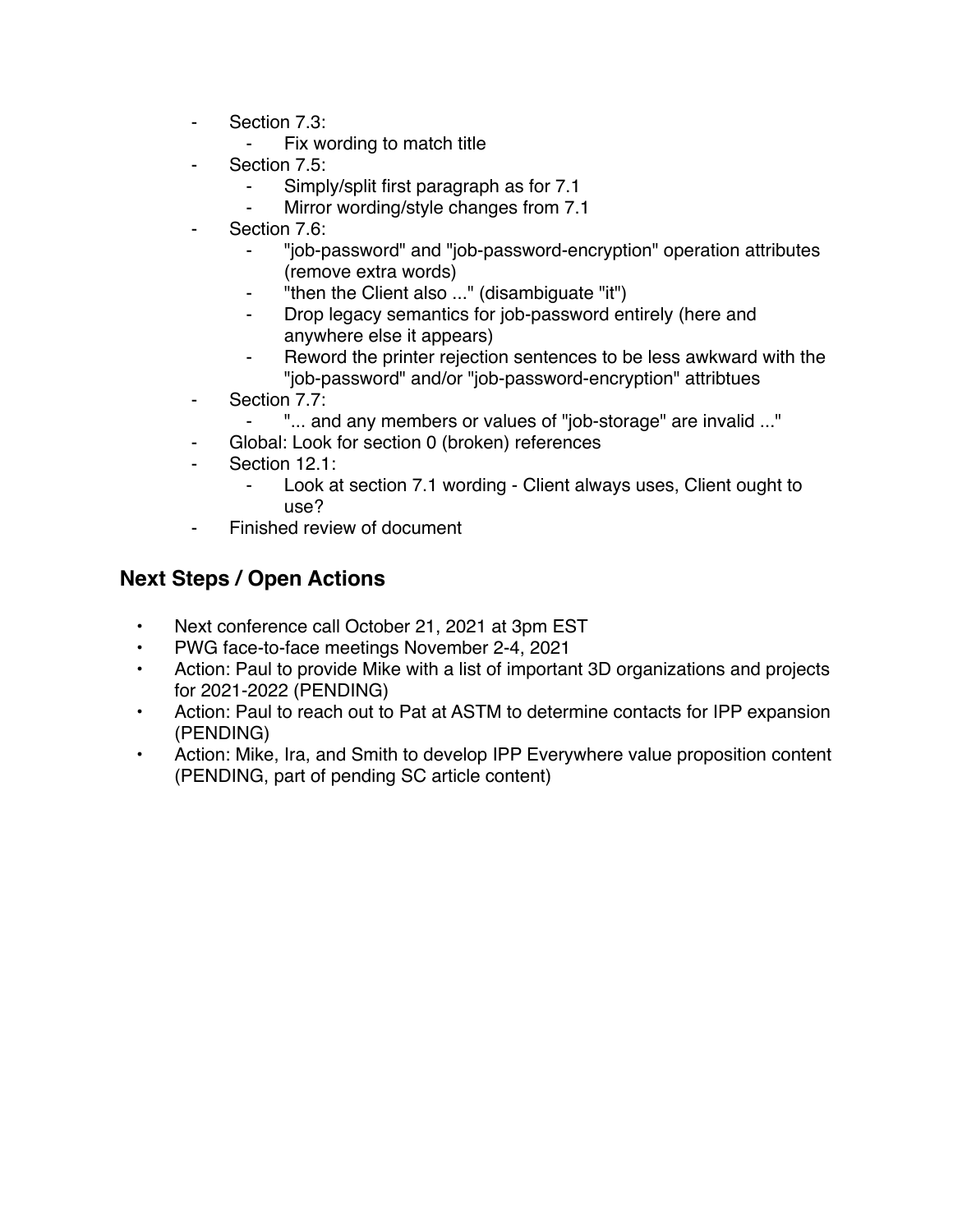- Section 7.3:
    - Fix wording to match title
- Section 7.5:
    - Simply/split first paragraph as for 7.1
    - Mirror wording/style changes from 7.1
- Section 7.6:
    - "job-password" and "job-password-encryption" operation attributes (remove extra words)
    - "then the Client also ..." (disambiguate "it")
    - Drop legacy semantics for job-password entirely (here and anywhere else it appears)
    - Reword the printer rejection sentences to be less awkward with the "job-password" and/or "job-password-encryption" attribtues
- Section 7.7:
    - "... and any members or values of "job-storage" are invalid ..."
- Global: Look for section 0 (broken) references
- Section 12.1:
    - Look at section 7.1 wording - Client always uses, Client ought to use?
- Finished review of document

## Next Steps / Open Actions

- Next conference call October 21, 2021 at 3pm EST
- PWG face-to-face meetings November 2-4, 2021
- Action: Paul to provide Mike with a list of important 3D organizations and projects for 2021-2022 (PENDING)
- Action: Paul to reach out to Pat at ASTM to determine contacts for IPP expansion (PENDING)
- Action: Mike, Ira, and Smith to develop IPP Everywhere value proposition content (PENDING, part of pending SC article content)